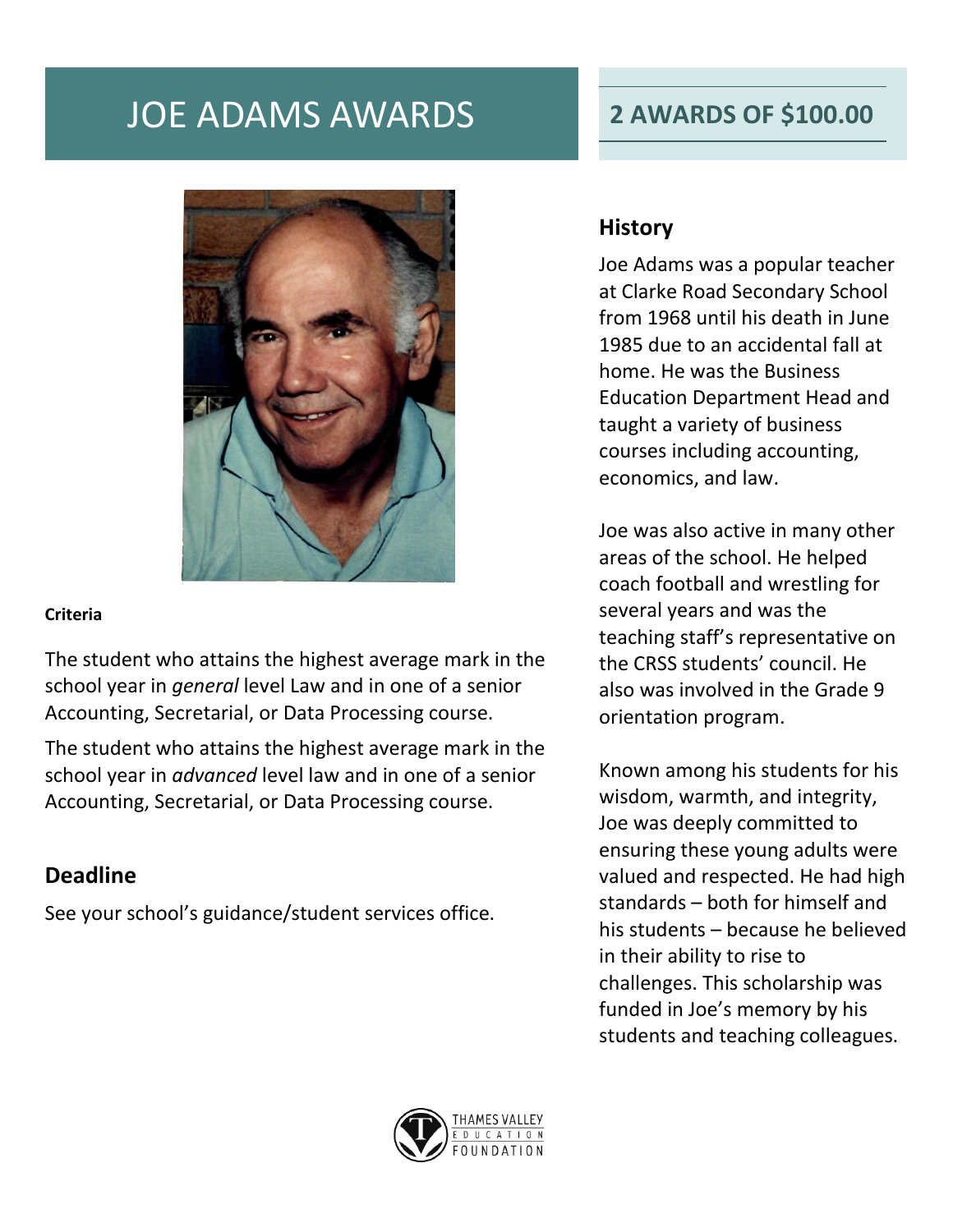# JOE ADAMS AWARDS

## 2 AWARDS OF $100.00

**Criteria**

The student who attains the highest average mark in the school year in *general* level Law and in one of a senior Accounting, Secretarial, or Data Processing course.

The student who attains the highest average mark in the school year in *advanced* level law and in one of a senior Accounting, Secretarial, or Data Processing course.

## Deadline

See your school's guidance/student services office.

## History

Joe Adams was a popular teacher at Clarke Road Secondary School from 1968 until his death in June 1985 due to an accidental fall at home. He was the Business Education Department Head and taught a variety of business courses including accounting, economics, and law.

Joe was also active in many other areas of the school. He helped coach football and wrestling for several years and was the teaching staff's representative on the CRSS students' council. He also was involved in the Grade 9 orientation program.

Known among his students for his wisdom, warmth, and integrity, Joe was deeply committed to ensuring these young adults were valued and respected. He had high standards – both for himself and his students – because he believed in their ability to rise to challenges. This scholarship was funded in Joe's memory by his students and teaching colleagues.

THAMES VALLEY EDUCATION FOUNDATION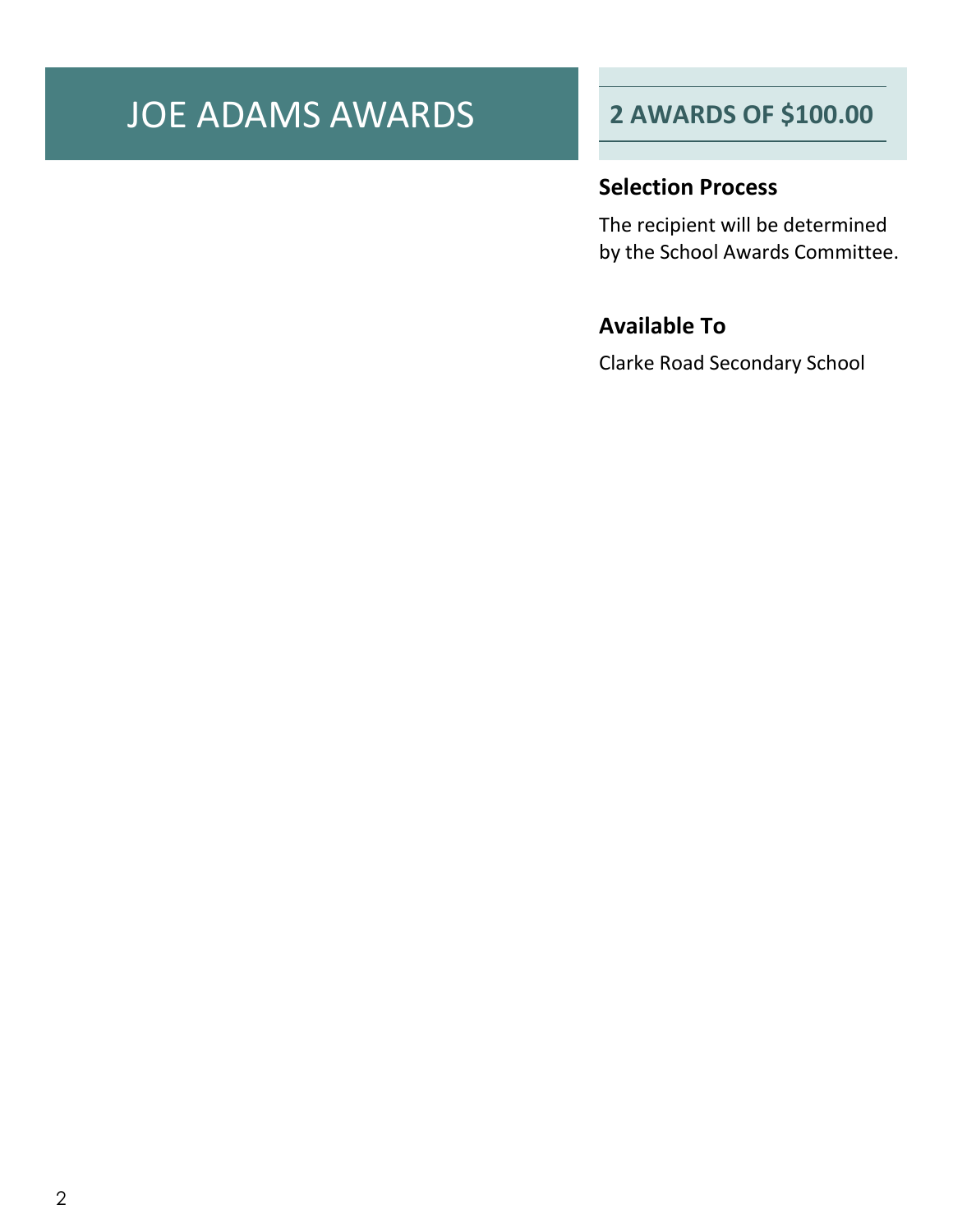# JOE ADAMS AWARDS

## 2 AWARDS OF $100.00

### Selection Process

The recipient will be determined by the School Awards Committee.

### Available To

Clarke Road Secondary School